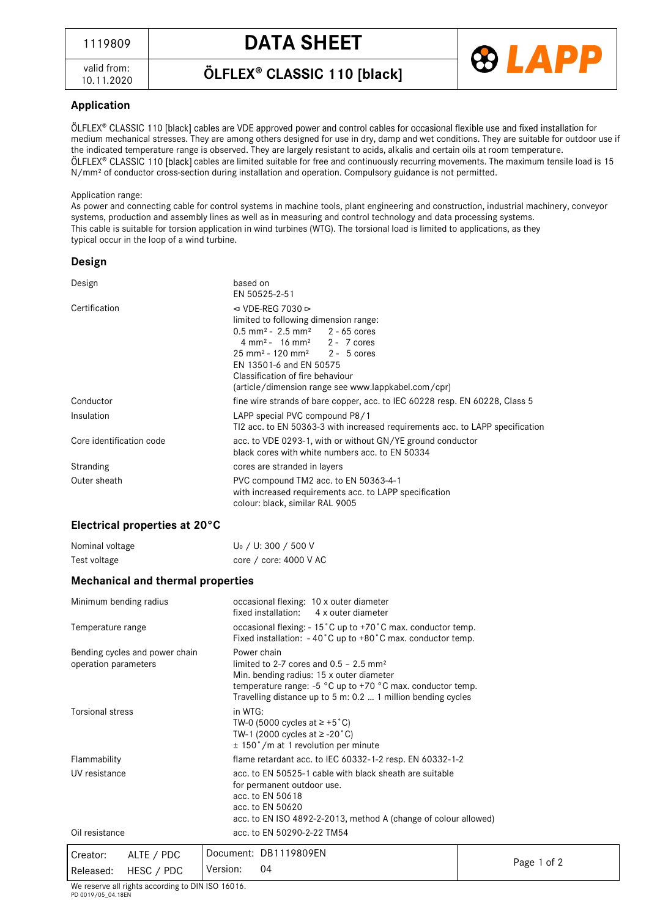| 1119809 | DATA SHEET | LAPP |
|---|---|---|
| valid from: 10.11.2020 | ÖLFLEX® CLASSIC 110 [black] | |

## Application

ÖLFLEX® CLASSIC 110 [black] cables are VDE approved power and control cables for occasional flexible use and fixed installation for medium mechanical stresses. They are among others designed for use in dry, damp and wet conditions. They are suitable for outdoor use if the indicated temperature range is observed. They are largely resistant to acids, alkalis and certain oils at room temperature.
ÖLFLEX® CLASSIC 110 [black] cables are limited suitable for free and continuously recurring movements. The maximum tensile load is 15 N/mm² of conductor cross-section during installation and operation. Compulsory guidance is not permitted.

Application range:
As power and connecting cable for control systems in machine tools, plant engineering and construction, industrial machinery, conveyor systems, production and assembly lines as well as in measuring and control technology and data processing systems.
This cable is suitable for torsion application in wind turbines (WTG). The torsional load is limited to applications, as they typical occur in the loop of a wind turbine.

## Design

| | |
|---|---|
| Design | based on<br>EN 50525-2-51 |
| Certification | ⊲ VDE-REG 7030 ⊳<br>limited to following dimension range:<br>0.5 mm² - 2.5 mm² 2 - 65 cores<br>4 mm² - 16 mm² 2 - 7 cores<br>25 mm² - 120 mm² 2 - 5 cores<br>EN 13501-6 and EN 50575<br>Classification of fire behaviour<br>(article/dimension range see www.lappkabel.com/cpr) |
| Conductor | fine wire strands of bare copper, acc. to IEC 60228 resp. EN 60228, Class 5 |
| Insulation | LAPP special PVC compound P8/1<br>TI2 acc. to EN 50363-3 with increased requirements acc. to LAPP specification |
| Core identification code | acc. to VDE 0293-1, with or without GN/YE ground conductor<br>black cores with white numbers acc. to EN 50334 |
| Stranding | cores are stranded in layers |
| Outer sheath | PVC compound TM2 acc. to EN 50363-4-1<br>with increased requirements acc. to LAPP specification<br>colour: black, similar RAL 9005 |

## Electrical properties at 20°C

| | |
|---|---|
| Nominal voltage | $U_0$ / U: 300 / 500 V |
| Test voltage | core / core: 4000 V AC |

## Mechanical and thermal properties

| | |
|---|---|
| Minimum bending radius | occasional flexing: 10 x outer diameter<br>fixed installation: 4 x outer diameter |
| Temperature range | occasional flexing: - 15°C up to +70°C max. conductor temp.<br>Fixed installation: - 40°C up to +80°C max. conductor temp. |
| Bending cycles and power chain operation parameters | Power chain<br>limited to 2-7 cores and 0.5 – 2.5 mm²<br>Min. bending radius: 15 x outer diameter<br>temperature range: -5 °C up to +70 °C max. conductor temp.<br>Travelling distance up to 5 m: 0.2 … 1 million bending cycles |
| Torsional stress | in WTG:<br>TW-0 (5000 cycles at ≥ +5°C)<br>TW-1 (2000 cycles at ≥ -20°C)<br>± 150°/m at 1 revolution per minute |
| Flammability | flame retardant acc. to IEC 60332-1-2 resp. EN 60332-1-2 |
| UV resistance | acc. to EN 50525-1 cable with black sheath are suitable for permanent outdoor use.<br>acc. to EN 50618<br>acc. to EN 50620<br>acc. to EN ISO 4892-2-2013, method A (change of colour allowed) |
| Oil resistance | acc. to EN 50290-2-22 TM54 |

| | | |
|---|---|---|
| Creator: ALTE / PDC | Document: DB1119809EN | |
| Released: HESC / PDC | Version: 04 | |

We reserve all rights according to DIN ISO 16016.
PD 0019/05_04.18EN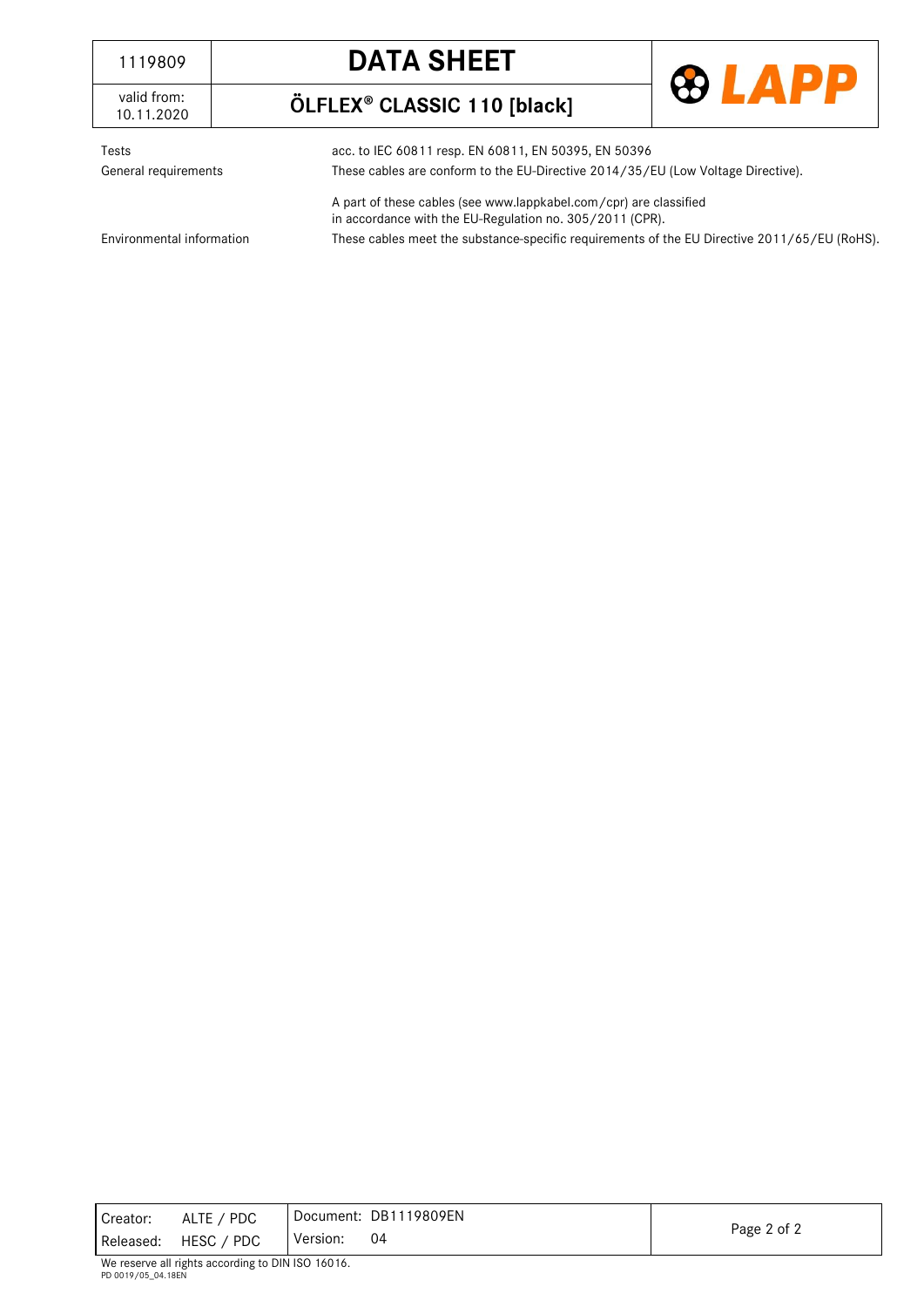| | |
|---|---|
| Tests | acc. to IEC 60811 resp. EN 60811, EN 50395, EN 50396 |
| General requirements | These cables are conform to the EU-Directive 2014/35/EU (Low Voltage Directive).<br><br>A part of these cables (see www.lappkabel.com/cpr) are classified in accordance with the EU-Regulation no. 305/2011 (CPR). |
| Environmental information | These cables meet the substance-specific requirements of the EU Directive 2011/65/EU (RoHS). |